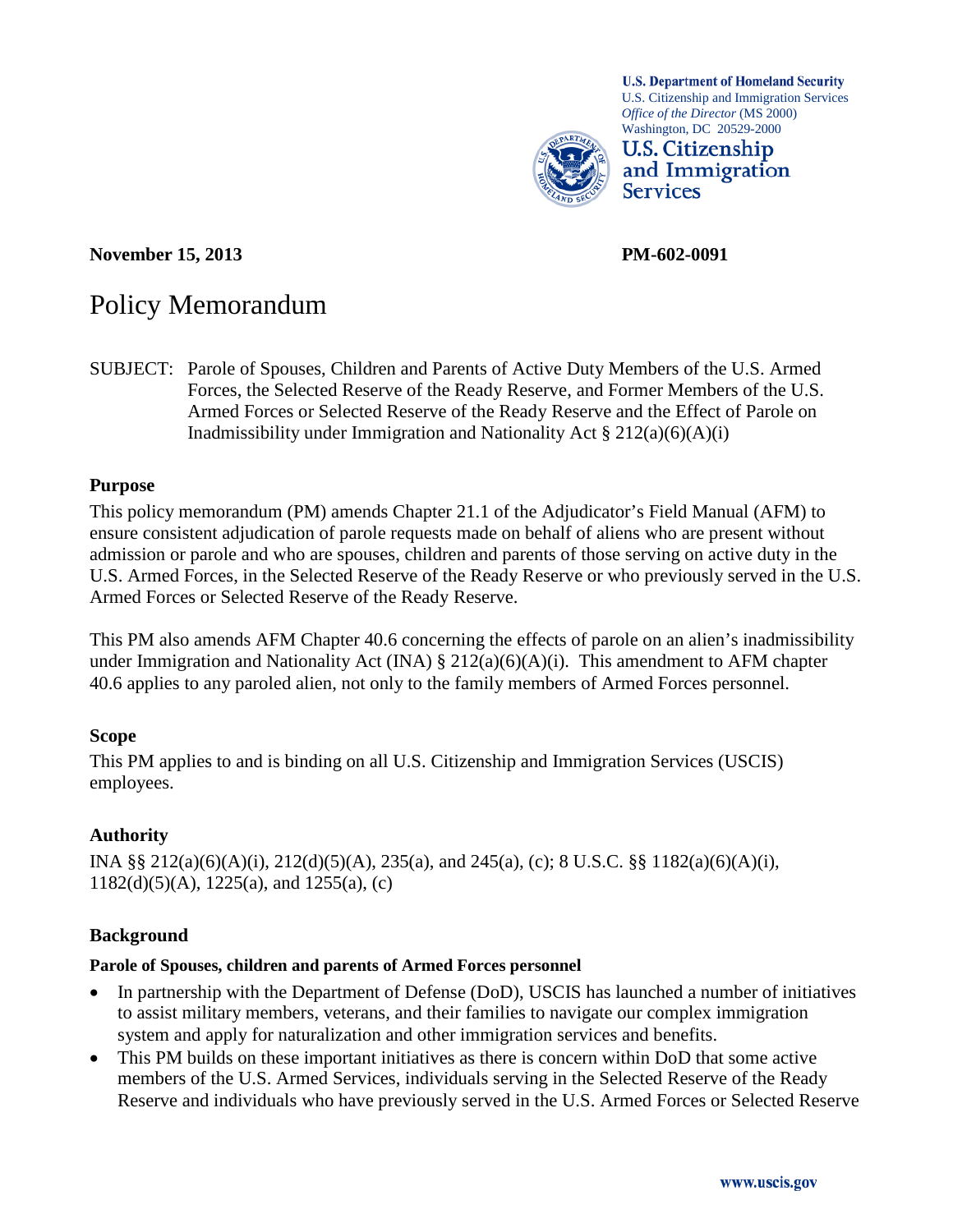**U.S. Department of Homeland Security**
U.S. Citizenship and Immigration Services
*Office of the Director* (MS 2000)
Washington, DC 20529-2000

**U.S. Citizenship and Immigration Services**

**November 15, 2013** **PM-602-0091**

# Policy Memorandum

SUBJECT: Parole of Spouses, Children and Parents of Active Duty Members of the U.S. Armed Forces, the Selected Reserve of the Ready Reserve, and Former Members of the U.S. Armed Forces or Selected Reserve of the Ready Reserve and the Effect of Parole on Inadmissibility under Immigration and Nationality Act § 212(a)(6)(A)(i)

## Purpose

This policy memorandum (PM) amends Chapter 21.1 of the Adjudicator's Field Manual (AFM) to ensure consistent adjudication of parole requests made on behalf of aliens who are present without admission or parole and who are spouses, children and parents of those serving on active duty in the U.S. Armed Forces, in the Selected Reserve of the Ready Reserve or who previously served in the U.S. Armed Forces or Selected Reserve of the Ready Reserve.

This PM also amends AFM Chapter 40.6 concerning the effects of parole on an alien's inadmissibility under Immigration and Nationality Act (INA) § 212(a)(6)(A)(i). This amendment to AFM chapter 40.6 applies to any paroled alien, not only to the family members of Armed Forces personnel.

## Scope

This PM applies to and is binding on all U.S. Citizenship and Immigration Services (USCIS) employees.

## Authority

INA §§ 212(a)(6)(A)(i), 212(d)(5)(A), 235(a), and 245(a), (c); 8 U.S.C. §§ 1182(a)(6)(A)(i), 1182(d)(5)(A), 1225(a), and 1255(a), (c)

## Background

**Parole of Spouses, children and parents of Armed Forces personnel**

- In partnership with the Department of Defense (DoD), USCIS has launched a number of initiatives to assist military members, veterans, and their families to navigate our complex immigration system and apply for naturalization and other immigration services and benefits.
- This PM builds on these important initiatives as there is concern within DoD that some active members of the U.S. Armed Services, individuals serving in the Selected Reserve of the Ready Reserve and individuals who have previously served in the U.S. Armed Forces or Selected Reserve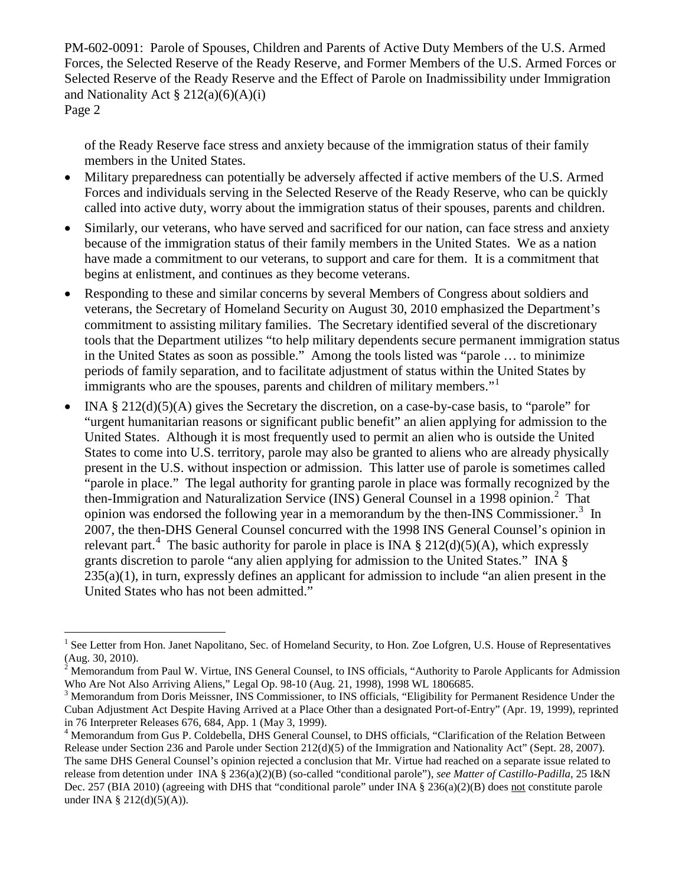of the Ready Reserve face stress and anxiety because of the immigration status of their family members in the United States.

- Military preparedness can potentially be adversely affected if active members of the U.S. Armed Forces and individuals serving in the Selected Reserve of the Ready Reserve, who can be quickly called into active duty, worry about the immigration status of their spouses, parents and children.
- Similarly, our veterans, who have served and sacrificed for our nation, can face stress and anxiety because of the immigration status of their family members in the United States. We as a nation have made a commitment to our veterans, to support and care for them. It is a commitment that begins at enlistment, and continues as they become veterans.
- Responding to these and similar concerns by several Members of Congress about soldiers and veterans, the Secretary of Homeland Security on August 30, 2010 emphasized the Department's commitment to assisting military families. The Secretary identified several of the discretionary tools that the Department utilizes "to help military dependents secure permanent immigration status in the United States as soon as possible." Among the tools listed was "parole … to minimize periods of family separation, and to facilitate adjustment of status within the United States by immigrants who are the spouses, parents and children of military members."[1]
- INA § 212(d)(5)(A) gives the Secretary the discretion, on a case-by-case basis, to "parole" for "urgent humanitarian reasons or significant public benefit" an alien applying for admission to the United States. Although it is most frequently used to permit an alien who is outside the United States to come into U.S. territory, parole may also be granted to aliens who are already physically present in the U.S. without inspection or admission. This latter use of parole is sometimes called "parole in place." The legal authority for granting parole in place was formally recognized by the then-Immigration and Naturalization Service (INS) General Counsel in a 1998 opinion.[2] That opinion was endorsed the following year in a memorandum by the then-INS Commissioner.[3] In 2007, the then-DHS General Counsel concurred with the 1998 INS General Counsel's opinion in relevant part.[4] The basic authority for parole in place is INA § 212(d)(5)(A), which expressly grants discretion to parole "any alien applying for admission to the United States." INA § 235(a)(1), in turn, expressly defines an applicant for admission to include "an alien present in the United States who has not been admitted."

---

[1] See Letter from Hon. Janet Napolitano, Sec. of Homeland Security, to Hon. Zoe Lofgren, U.S. House of Representatives (Aug. 30, 2010).

[2] Memorandum from Paul W. Virtue, INS General Counsel, to INS officials, "Authority to Parole Applicants for Admission Who Are Not Also Arriving Aliens," Legal Op. 98-10 (Aug. 21, 1998), 1998 WL 1806685.

[3] Memorandum from Doris Meissner, INS Commissioner, to INS officials, "Eligibility for Permanent Residence Under the Cuban Adjustment Act Despite Having Arrived at a Place Other than a designated Port-of-Entry" (Apr. 19, 1999), reprinted in 76 Interpreter Releases 676, 684, App. 1 (May 3, 1999).

[4] Memorandum from Gus P. Coldebella, DHS General Counsel, to DHS officials, "Clarification of the Relation Between Release under Section 236 and Parole under Section 212(d)(5) of the Immigration and Nationality Act" (Sept. 28, 2007). The same DHS General Counsel's opinion rejected a conclusion that Mr. Virtue had reached on a separate issue related to release from detention under INA § 236(a)(2)(B) (so-called "conditional parole"), *see Matter of Castillo-Padilla*, 25 I&N Dec. 257 (BIA 2010) (agreeing with DHS that "conditional parole" under INA § 236(a)(2)(B) does not constitute parole under INA § 212(d)(5)(A)).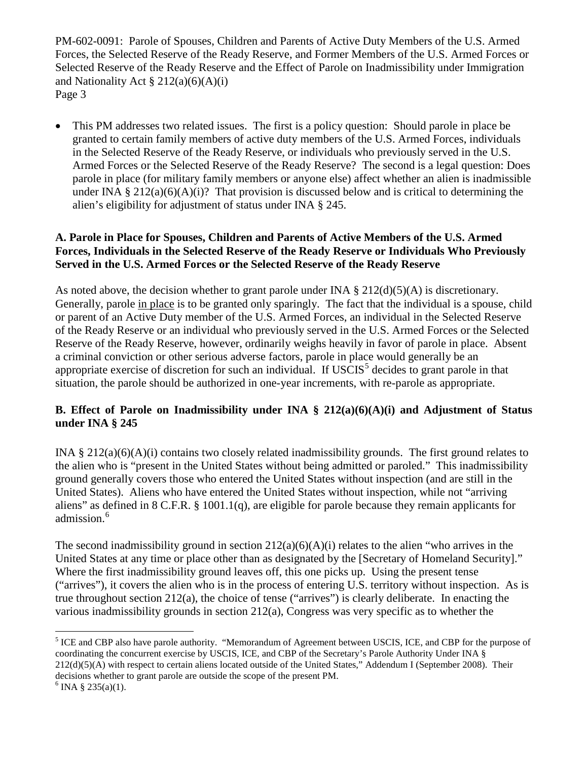- This PM addresses two related issues. The first is a policy question: Should parole in place be granted to certain family members of active duty members of the U.S. Armed Forces, individuals in the Selected Reserve of the Ready Reserve, or individuals who previously served in the U.S. Armed Forces or the Selected Reserve of the Ready Reserve? The second is a legal question: Does parole in place (for military family members or anyone else) affect whether an alien is inadmissible under INA § 212(a)(6)(A)(i)? That provision is discussed below and is critical to determining the alien's eligibility for adjustment of status under INA § 245.

**A. Parole in Place for Spouses, Children and Parents of Active Members of the U.S. Armed Forces, Individuals in the Selected Reserve of the Ready Reserve or Individuals Who Previously Served in the U.S. Armed Forces or the Selected Reserve of the Ready Reserve**

As noted above, the decision whether to grant parole under INA § 212(d)(5)(A) is discretionary. Generally, parole in place is to be granted only sparingly. The fact that the individual is a spouse, child or parent of an Active Duty member of the U.S. Armed Forces, an individual in the Selected Reserve of the Ready Reserve or an individual who previously served in the U.S. Armed Forces or the Selected Reserve of the Ready Reserve, however, ordinarily weighs heavily in favor of parole in place. Absent a criminal conviction or other serious adverse factors, parole in place would generally be an appropriate exercise of discretion for such an individual. If USCIS[5] decides to grant parole in that situation, the parole should be authorized in one-year increments, with re-parole as appropriate.

**B. Effect of Parole on Inadmissibility under INA § 212(a)(6)(A)(i) and Adjustment of Status under INA § 245**

INA § 212(a)(6)(A)(i) contains two closely related inadmissibility grounds. The first ground relates to the alien who is "present in the United States without being admitted or paroled." This inadmissibility ground generally covers those who entered the United States without inspection (and are still in the United States). Aliens who have entered the United States without inspection, while not "arriving aliens" as defined in 8 C.F.R. § 1001.1(q), are eligible for parole because they remain applicants for admission.[6]

The second inadmissibility ground in section 212(a)(6)(A)(i) relates to the alien "who arrives in the United States at any time or place other than as designated by the [Secretary of Homeland Security]." Where the first inadmissibility ground leaves off, this one picks up. Using the present tense ("arrives"), it covers the alien who is in the process of entering U.S. territory without inspection. As is true throughout section 212(a), the choice of tense ("arrives") is clearly deliberate. In enacting the various inadmissibility grounds in section 212(a), Congress was very specific as to whether the

---

[5] ICE and CBP also have parole authority. "Memorandum of Agreement between USCIS, ICE, and CBP for the purpose of coordinating the concurrent exercise by USCIS, ICE, and CBP of the Secretary's Parole Authority Under INA § 212(d)(5)(A) with respect to certain aliens located outside of the United States," Addendum I (September 2008). Their decisions whether to grant parole are outside the scope of the present PM.

[6] INA § 235(a)(1).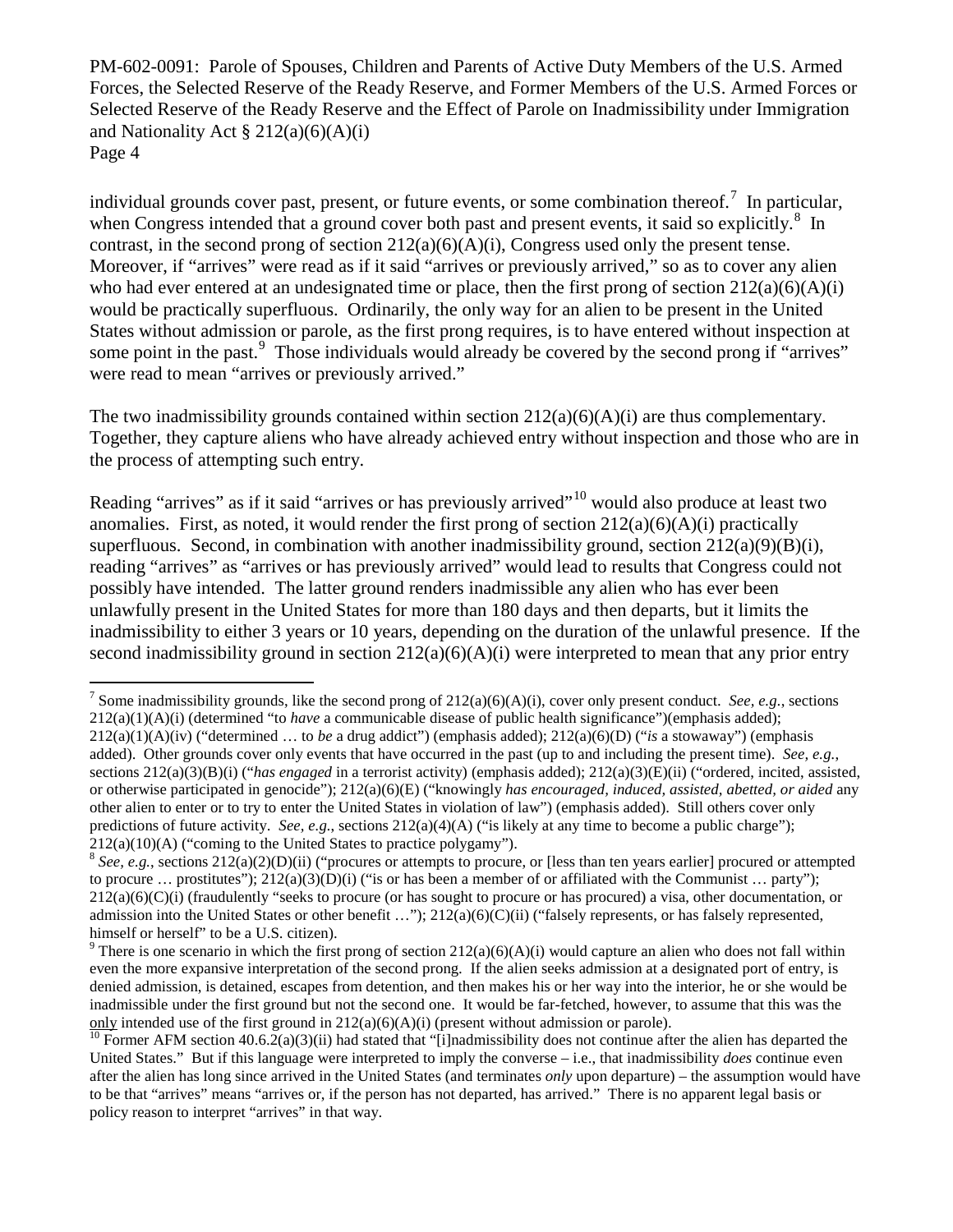individual grounds cover past, present, or future events, or some combination thereof.[7] In particular, when Congress intended that a ground cover both past and present events, it said so explicitly.[8] In contrast, in the second prong of section 212(a)(6)(A)(i), Congress used only the present tense. Moreover, if "arrives" were read as if it said "arrives or previously arrived," so as to cover any alien who had ever entered at an undesignated time or place, then the first prong of section 212(a)(6)(A)(i) would be practically superfluous. Ordinarily, the only way for an alien to be present in the United States without admission or parole, as the first prong requires, is to have entered without inspection at some point in the past.[9] Those individuals would already be covered by the second prong if "arrives" were read to mean "arrives or previously arrived."

The two inadmissibility grounds contained within section 212(a)(6)(A)(i) are thus complementary. Together, they capture aliens who have already achieved entry without inspection and those who are in the process of attempting such entry.

Reading "arrives" as if it said "arrives or has previously arrived"[10] would also produce at least two anomalies. First, as noted, it would render the first prong of section 212(a)(6)(A)(i) practically superfluous. Second, in combination with another inadmissibility ground, section 212(a)(9)(B)(i), reading "arrives" as "arrives or has previously arrived" would lead to results that Congress could not possibly have intended. The latter ground renders inadmissible any alien who has ever been unlawfully present in the United States for more than 180 days and then departs, but it limits the inadmissibility to either 3 years or 10 years, depending on the duration of the unlawful presence. If the second inadmissibility ground in section 212(a)(6)(A)(i) were interpreted to mean that any prior entry

---

[7] Some inadmissibility grounds, like the second prong of 212(a)(6)(A)(i), cover only present conduct. *See, e.g.*, sections 212(a)(1)(A)(i) (determined "to *have* a communicable disease of public health significance")(emphasis added); 212(a)(1)(A)(iv) ("determined … to *be* a drug addict") (emphasis added); 212(a)(6)(D) ("*is* a stowaway") (emphasis added). Other grounds cover only events that have occurred in the past (up to and including the present time). *See, e.g.*, sections 212(a)(3)(B)(i) ("*has engaged* in a terrorist activity) (emphasis added); 212(a)(3)(E)(ii) ("ordered, incited, assisted, or otherwise participated in genocide"); 212(a)(6)(E) ("knowingly *has encouraged, induced, assisted, abetted, or aided* any other alien to enter or to try to enter the United States in violation of law") (emphasis added). Still others cover only predictions of future activity. *See, e.g.*, sections 212(a)(4)(A) ("is likely at any time to become a public charge"); 212(a)(10)(A) ("coming to the United States to practice polygamy").

[8] *See, e.g.*, sections 212(a)(2)(D)(ii) ("procures or attempts to procure, or [less than ten years earlier] procured or attempted to procure … prostitutes"); 212(a)(3)(D)(i) ("is or has been a member of or affiliated with the Communist … party"); 212(a)(6)(C)(i) (fraudulently "seeks to procure (or has sought to procure or has procured) a visa, other documentation, or admission into the United States or other benefit …"); 212(a)(6)(C)(ii) ("falsely represents, or has falsely represented, himself or herself" to be a U.S. citizen).

[9] There is one scenario in which the first prong of section 212(a)(6)(A)(i) would capture an alien who does not fall within even the more expansive interpretation of the second prong. If the alien seeks admission at a designated port of entry, is denied admission, is detained, escapes from detention, and then makes his or her way into the interior, he or she would be inadmissible under the first ground but not the second one. It would be far-fetched, however, to assume that this was the only intended use of the first ground in 212(a)(6)(A)(i) (present without admission or parole).

[10] Former AFM section 40.6.2(a)(3)(ii) had stated that "[i]nadmissibility does not continue after the alien has departed the United States." But if this language were interpreted to imply the converse – i.e., that inadmissibility *does* continue even after the alien has long since arrived in the United States (and terminates *only* upon departure) – the assumption would have to be that "arrives" means "arrives or, if the person has not departed, has arrived." There is no apparent legal basis or policy reason to interpret "arrives" in that way.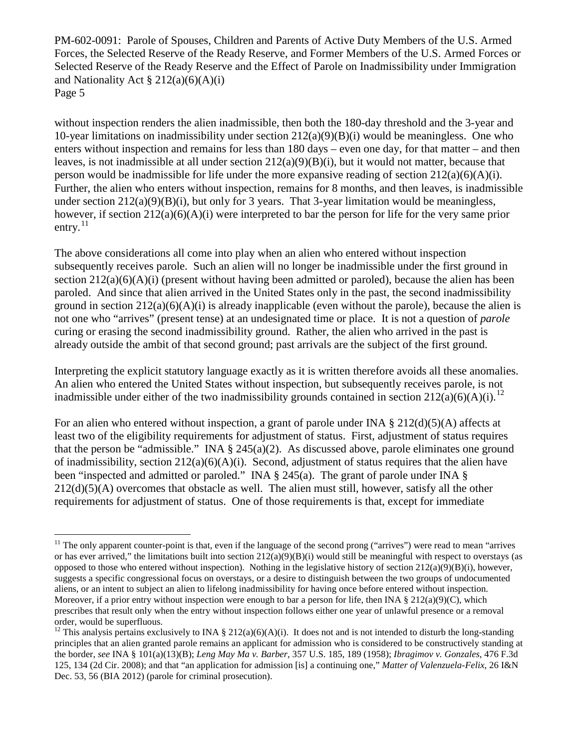without inspection renders the alien inadmissible, then both the 180-day threshold and the 3-year and 10-year limitations on inadmissibility under section 212(a)(9)(B)(i) would be meaningless. One who enters without inspection and remains for less than 180 days – even one day, for that matter – and then leaves, is not inadmissible at all under section 212(a)(9)(B)(i), but it would not matter, because that person would be inadmissible for life under the more expansive reading of section 212(a)(6)(A)(i). Further, the alien who enters without inspection, remains for 8 months, and then leaves, is inadmissible under section 212(a)(9)(B)(i), but only for 3 years. That 3-year limitation would be meaningless, however, if section 212(a)(6)(A)(i) were interpreted to bar the person for life for the very same prior entry.[11]

The above considerations all come into play when an alien who entered without inspection subsequently receives parole. Such an alien will no longer be inadmissible under the first ground in section 212(a)(6)(A)(i) (present without having been admitted or paroled), because the alien has been paroled. And since that alien arrived in the United States only in the past, the second inadmissibility ground in section 212(a)(6)(A)(i) is already inapplicable (even without the parole), because the alien is not one who "arrives" (present tense) at an undesignated time or place. It is not a question of *parole* curing or erasing the second inadmissibility ground. Rather, the alien who arrived in the past is already outside the ambit of that second ground; past arrivals are the subject of the first ground.

Interpreting the explicit statutory language exactly as it is written therefore avoids all these anomalies. An alien who entered the United States without inspection, but subsequently receives parole, is not inadmissible under either of the two inadmissibility grounds contained in section 212(a)(6)(A)(i).[12]

For an alien who entered without inspection, a grant of parole under INA § 212(d)(5)(A) affects at least two of the eligibility requirements for adjustment of status. First, adjustment of status requires that the person be "admissible." INA § 245(a)(2). As discussed above, parole eliminates one ground of inadmissibility, section 212(a)(6)(A)(i). Second, adjustment of status requires that the alien have been "inspected and admitted or paroled." INA § 245(a). The grant of parole under INA § 212(d)(5)(A) overcomes that obstacle as well. The alien must still, however, satisfy all the other requirements for adjustment of status. One of those requirements is that, except for immediate

---

[11] The only apparent counter-point is that, even if the language of the second prong ("arrives") were read to mean "arrives or has ever arrived," the limitations built into section 212(a)(9)(B)(i) would still be meaningful with respect to overstays (as opposed to those who entered without inspection). Nothing in the legislative history of section 212(a)(9)(B)(i), however, suggests a specific congressional focus on overstays, or a desire to distinguish between the two groups of undocumented aliens, or an intent to subject an alien to lifelong inadmissibility for having once before entered without inspection. Moreover, if a prior entry without inspection were enough to bar a person for life, then INA § 212(a)(9)(C), which prescribes that result only when the entry without inspection follows either one year of unlawful presence or a removal order, would be superfluous.

[12] This analysis pertains exclusively to INA § 212(a)(6)(A)(i). It does not and is not intended to disturb the long-standing principles that an alien granted parole remains an applicant for admission who is considered to be constructively standing at the border, *see* INA § 101(a)(13)(B); *Leng May Ma v. Barber*, 357 U.S. 185, 189 (1958); *Ibragimov v. Gonzales*, 476 F.3d 125, 134 (2d Cir. 2008); and that "an application for admission [is] a continuing one," *Matter of Valenzuela-Felix*, 26 I&N Dec. 53, 56 (BIA 2012) (parole for criminal prosecution).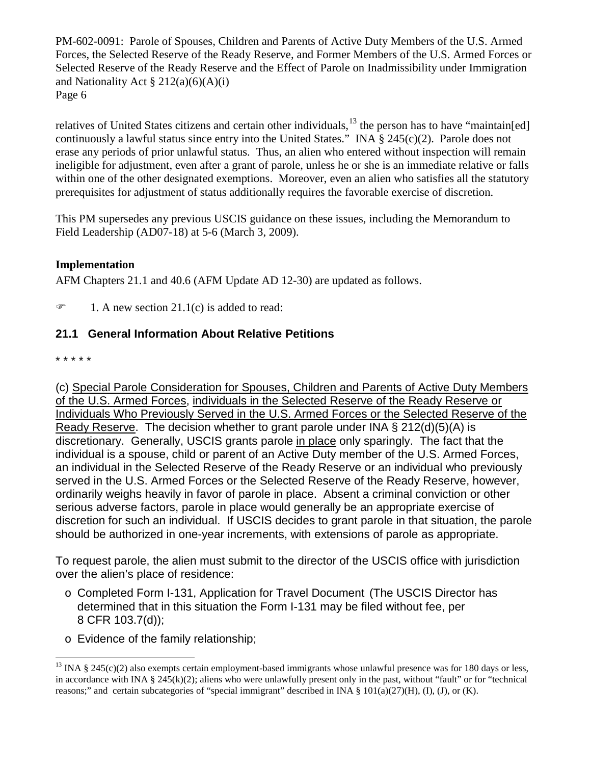relatives of United States citizens and certain other individuals,[13] the person has to have "maintain[ed] continuously a lawful status since entry into the United States." INA § 245(c)(2). Parole does not erase any periods of prior unlawful status. Thus, an alien who entered without inspection will remain ineligible for adjustment, even after a grant of parole, unless he or she is an immediate relative or falls within one of the other designated exemptions. Moreover, even an alien who satisfies all the statutory prerequisites for adjustment of status additionally requires the favorable exercise of discretion.

This PM supersedes any previous USCIS guidance on these issues, including the Memorandum to Field Leadership (AD07-18) at 5-6 (March 3, 2009).

**Implementation**

AFM Chapters 21.1 and 40.6 (AFM Update AD 12-30) are updated as follows.

☞ 1. A new section 21.1(c) is added to read:

## 21.1 General Information About Relative Petitions

* * * * *

(c) Special Parole Consideration for Spouses, Children and Parents of Active Duty Members of the U.S. Armed Forces, individuals in the Selected Reserve of the Ready Reserve or Individuals Who Previously Served in the U.S. Armed Forces or the Selected Reserve of the Ready Reserve. The decision whether to grant parole under INA § 212(d)(5)(A) is discretionary. Generally, USCIS grants parole in place only sparingly. The fact that the individual is a spouse, child or parent of an Active Duty member of the U.S. Armed Forces, an individual in the Selected Reserve of the Ready Reserve or an individual who previously served in the U.S. Armed Forces or the Selected Reserve of the Ready Reserve, however, ordinarily weighs heavily in favor of parole in place. Absent a criminal conviction or other serious adverse factors, parole in place would generally be an appropriate exercise of discretion for such an individual. If USCIS decides to grant parole in that situation, the parole should be authorized in one-year increments, with extensions of parole as appropriate.

To request parole, the alien must submit to the director of the USCIS office with jurisdiction over the alien's place of residence:

- Completed Form I-131, Application for Travel Document (The USCIS Director has determined that in this situation the Form I-131 may be filed without fee, per 8 CFR 103.7(d));
- Evidence of the family relationship;

---

[13] INA § 245(c)(2) also exempts certain employment-based immigrants whose unlawful presence was for 180 days or less, in accordance with INA § 245(k)(2); aliens who were unlawfully present only in the past, without "fault" or for "technical reasons;" and certain subcategories of "special immigrant" described in INA § 101(a)(27)(H), (I), (J), or (K).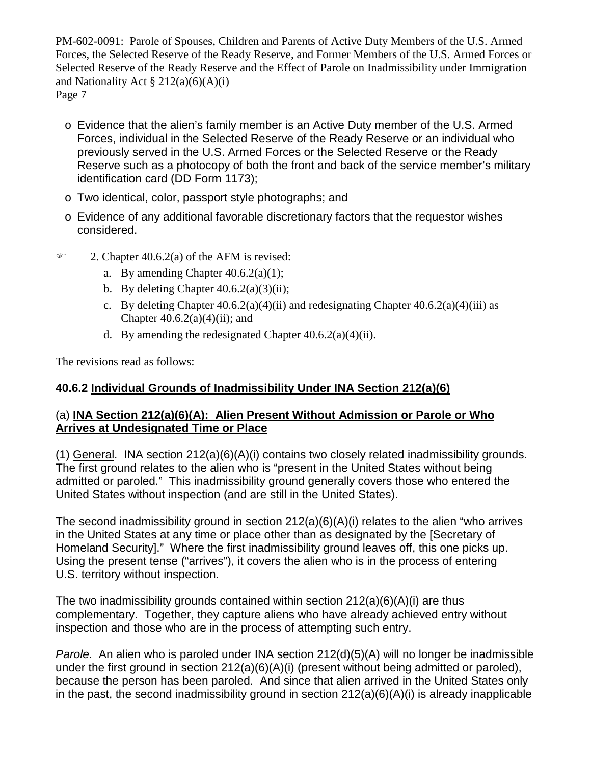- Evidence that the alien's family member is an Active Duty member of the U.S. Armed Forces, individual in the Selected Reserve of the Ready Reserve or an individual who previously served in the U.S. Armed Forces or the Selected Reserve or the Ready Reserve such as a photocopy of both the front and back of the service member's military identification card (DD Form 1173);
- Two identical, color, passport style photographs; and
- Evidence of any additional favorable discretionary factors that the requestor wishes considered.

☞ 2. Chapter 40.6.2(a) of the AFM is revised:

a. By amending Chapter 40.6.2(a)(1);
b. By deleting Chapter 40.6.2(a)(3)(ii);
c. By deleting Chapter 40.6.2(a)(4)(ii) and redesignating Chapter 40.6.2(a)(4)(iii) as Chapter 40.6.2(a)(4)(ii); and
d. By amending the redesignated Chapter 40.6.2(a)(4)(ii).

The revisions read as follows:

**40.6.2 <u>Individual Grounds of Inadmissibility Under INA Section 212(a)(6)</u>**

(a) **<u>INA Section 212(a)(6)(A): Alien Present Without Admission or Parole or Who Arrives at Undesignated Time or Place</u>**

(1) <u>General</u>. INA section 212(a)(6)(A)(i) contains two closely related inadmissibility grounds. The first ground relates to the alien who is "present in the United States without being admitted or paroled." This inadmissibility ground generally covers those who entered the United States without inspection (and are still in the United States).

The second inadmissibility ground in section 212(a)(6)(A)(i) relates to the alien "who arrives in the United States at any time or place other than as designated by the [Secretary of Homeland Security]." Where the first inadmissibility ground leaves off, this one picks up. Using the present tense ("arrives"), it covers the alien who is in the process of entering U.S. territory without inspection.

The two inadmissibility grounds contained within section 212(a)(6)(A)(i) are thus complementary. Together, they capture aliens who have already achieved entry without inspection and those who are in the process of attempting such entry.

*Parole.* An alien who is paroled under INA section 212(d)(5)(A) will no longer be inadmissible under the first ground in section 212(a)(6)(A)(i) (present without being admitted or paroled), because the person has been paroled. And since that alien arrived in the United States only in the past, the second inadmissibility ground in section 212(a)(6)(A)(i) is already inapplicable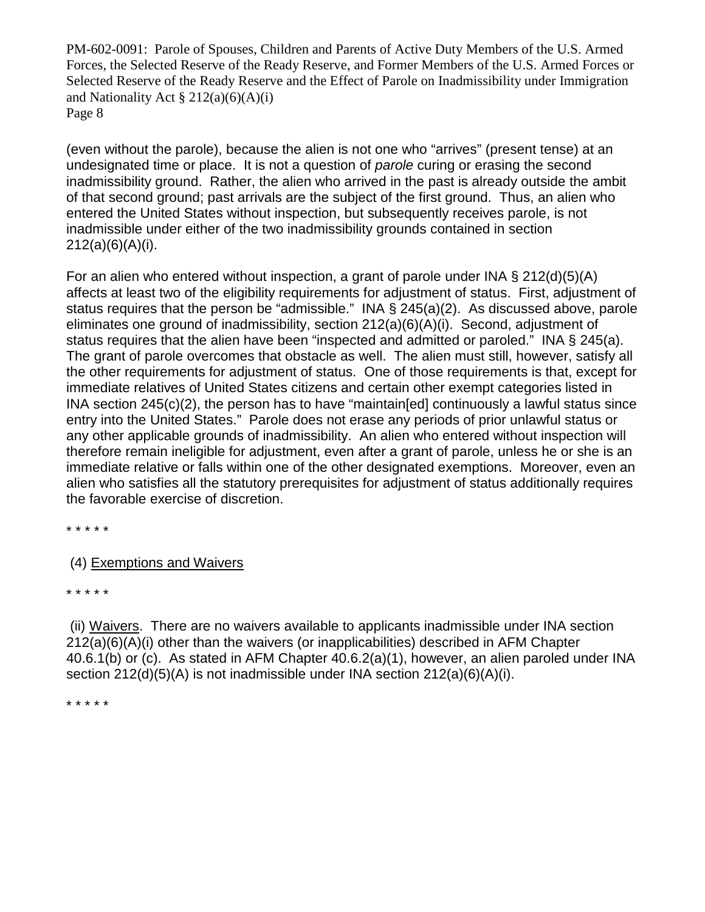(even without the parole), because the alien is not one who "arrives" (present tense) at an undesignated time or place. It is not a question of *parole* curing or erasing the second inadmissibility ground. Rather, the alien who arrived in the past is already outside the ambit of that second ground; past arrivals are the subject of the first ground. Thus, an alien who entered the United States without inspection, but subsequently receives parole, is not inadmissible under either of the two inadmissibility grounds contained in section 212(a)(6)(A)(i).

For an alien who entered without inspection, a grant of parole under INA § 212(d)(5)(A) affects at least two of the eligibility requirements for adjustment of status. First, adjustment of status requires that the person be "admissible." INA § 245(a)(2). As discussed above, parole eliminates one ground of inadmissibility, section 212(a)(6)(A)(i). Second, adjustment of status requires that the alien have been "inspected and admitted or paroled." INA § 245(a). The grant of parole overcomes that obstacle as well. The alien must still, however, satisfy all the other requirements for adjustment of status. One of those requirements is that, except for immediate relatives of United States citizens and certain other exempt categories listed in INA section 245(c)(2), the person has to have "maintain[ed] continuously a lawful status since entry into the United States." Parole does not erase any periods of prior unlawful status or any other applicable grounds of inadmissibility. An alien who entered without inspection will therefore remain ineligible for adjustment, even after a grant of parole, unless he or she is an immediate relative or falls within one of the other designated exemptions. Moreover, even an alien who satisfies all the statutory prerequisites for adjustment of status additionally requires the favorable exercise of discretion.

\* \* \* \* \*

(4) <u>Exemptions and Waivers</u>

\* \* \* \* \*

(ii) <u>Waivers</u>. There are no waivers available to applicants inadmissible under INA section 212(a)(6)(A)(i) other than the waivers (or inapplicabilities) described in AFM Chapter 40.6.1(b) or (c). As stated in AFM Chapter 40.6.2(a)(1), however, an alien paroled under INA section 212(d)(5)(A) is not inadmissible under INA section 212(a)(6)(A)(i).

\* \* \* \* \*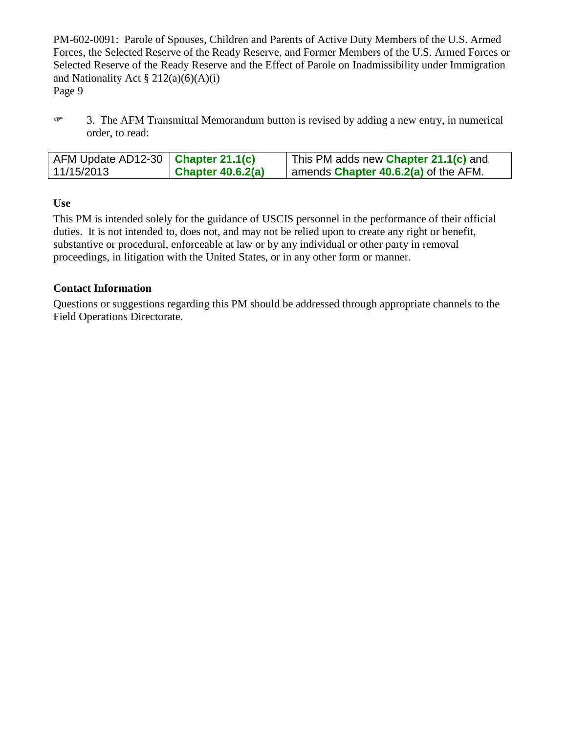☞ 3. The AFM Transmittal Memorandum button is revised by adding a new entry, in numerical order, to read:

| | | |
|---|---|---|
| AFM Update AD12-30 11/15/2013 | **Chapter 21.1(c)** **Chapter 40.6.2(a)** | This PM adds new **Chapter 21.1(c)** and amends **Chapter 40.6.2(a)** of the AFM. |

**Use**

This PM is intended solely for the guidance of USCIS personnel in the performance of their official duties. It is not intended to, does not, and may not be relied upon to create any right or benefit, substantive or procedural, enforceable at law or by any individual or other party in removal proceedings, in litigation with the United States, or in any other form or manner.

**Contact Information**

Questions or suggestions regarding this PM should be addressed through appropriate channels to the Field Operations Directorate.